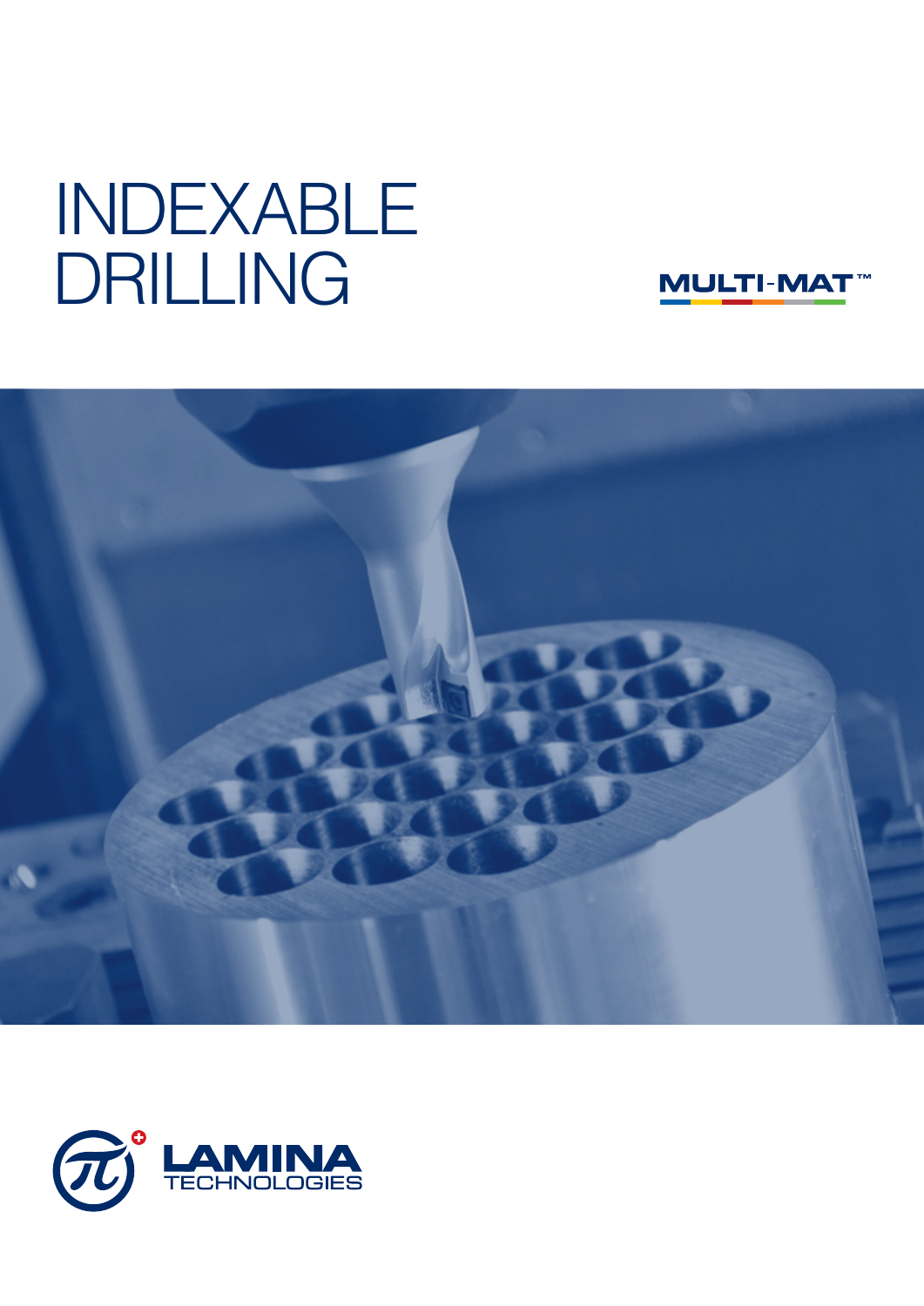# INDEXABLE DRILLING

MULTI-MAT™

LAMINA TECHNOLOGIES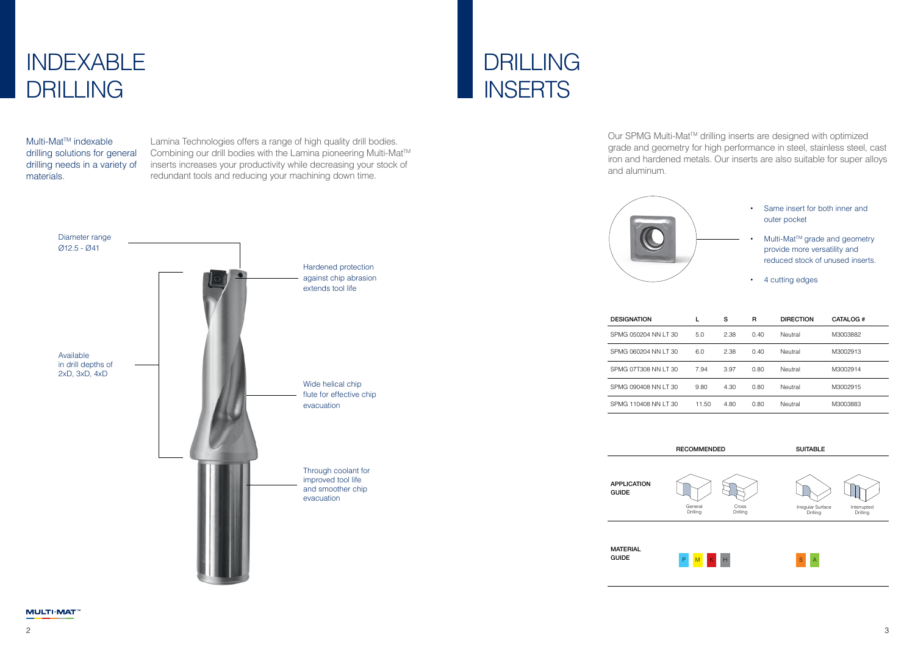# INDEXABLE DRILLING

Multi-Mat™ indexable drilling solutions for general drilling needs in a variety of materials.

Lamina Technologies offers a range of high quality drill bodies. Combining our drill bodies with the Lamina pioneering Multi-Mat™ inserts increases your productivity while decreasing your stock of redundant tools and reducing your machining down time.

Diameter range
Ø12.5 - Ø41

Available in drill depths of 2xD, 3xD, 4xD

Hardened protection against chip abrasion extends tool life

Wide helical chip flute for effective chip evacuation

Through coolant for improved tool life and smoother chip evacuation

# DRILLING INSERTS

Our SPMG Multi-Mat™ drilling inserts are designed with optimized grade and geometry for high performance in steel, stainless steel, cast iron and hardened metals. Our inserts are also suitable for super alloys and aluminum.

- Same insert for both inner and outer pocket
- Multi-Mat™ grade and geometry provide more versatility and reduced stock of unused inserts.
- 4 cutting edges

| DESIGNATION | L | S | R | DIRECTION | CATALOG # |
|---|---|---|---|---|---|
| SPMG 050204 NN LT 30 | 5.0 | 2.38 | 0.40 | Neutral | M3003882 |
| SPMG 060204 NN LT 30 | 6.0 | 2.38 | 0.40 | Neutral | M3002913 |
| SPMG 07T308 NN LT 30 | 7.94 | 3.97 | 0.80 | Neutral | M3002914 |
| SPMG 090408 NN LT 30 | 9.80 | 4.30 | 0.80 | Neutral | M3002915 |
| SPMG 110408 NN LT 30 | 11.50 | 4.80 | 0.80 | Neutral | M3003883 |

| | RECOMMENDED | | SUITABLE | |
|---|---|---|---|---|
| APPLICATION GUIDE | General Drilling | Cross Drilling | Irregular Surface Drilling | Interrupted Drilling |
| MATERIAL GUIDE | P M K H | | S A | |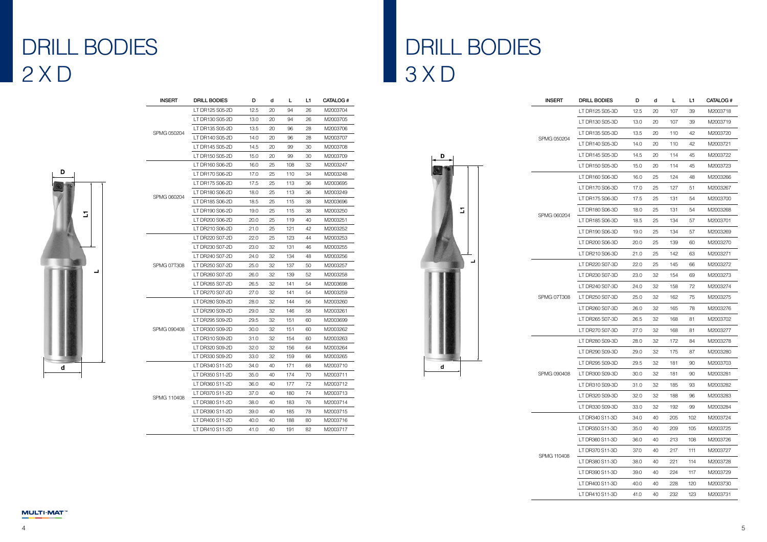# DRILL BODIES
## 2 X D

| INSERT | DRILL BODIES | D | d | L | L1 | CATALOG # |
|---|---|---|---|---|---|---|
| SPMG 050204 | LT DR125 S05-2D | 12.5 | 20 | 94 | 26 | M2003704 |
| | LT DR130 S05-2D | 13.0 | 20 | 94 | 26 | M2003705 |
| | LT DR135 S05-2D | 13.5 | 20 | 96 | 28 | M2003706 |
| | LT DR140 S05-2D | 14.0 | 20 | 96 | 28 | M2003707 |
| | LT DR145 S05-2D | 14.5 | 20 | 99 | 30 | M2003708 |
| | LT DR150 S05-2D | 15.0 | 20 | 99 | 30 | M2003709 |
| SPMG 060204 | LT DR160 S06-2D | 16.0 | 25 | 108 | 32 | M2003247 |
| | LT DR170 S06-2D | 17.0 | 25 | 110 | 34 | M2003248 |
| | LT DR175 S06-2D | 17.5 | 25 | 113 | 36 | M2003695 |
| | LT DR180 S06-2D | 18.0 | 25 | 113 | 36 | M2003249 |
| | LT DR185 S06-2D | 18.5 | 25 | 115 | 38 | M2003696 |
| | LT DR190 S06-2D | 19.0 | 25 | 115 | 38 | M2003250 |
| | LT DR200 S06-2D | 20.0 | 25 | 119 | 40 | M2003251 |
| | LT DR210 S06-2D | 21.0 | 25 | 121 | 42 | M2003252 |
| SPMG 07T308 | LT DR220 S07-2D | 22.0 | 25 | 123 | 44 | M2003253 |
| | LT DR230 S07-2D | 23.0 | 32 | 131 | 46 | M2003255 |
| | LT DR240 S07-2D | 24.0 | 32 | 134 | 48 | M2003256 |
| | LT DR250 S07-2D | 25.0 | 32 | 137 | 50 | M2003257 |
| | LT DR260 S07-2D | 26.0 | 32 | 139 | 52 | M2003258 |
| | LT DR265 S07-2D | 26.5 | 32 | 141 | 54 | M2003698 |
| | LT DR270 S07-2D | 27.0 | 32 | 141 | 54 | M2003259 |
| SPMG 090408 | LT DR280 S09-2D | 28.0 | 32 | 144 | 56 | M2003260 |
| | LT DR290 S09-2D | 29.0 | 32 | 146 | 58 | M2003261 |
| | LT DR295 S09-2D | 29.5 | 32 | 151 | 60 | M2003699 |
| | LT DR300 S09-2D | 30.0 | 32 | 151 | 60 | M2003262 |
| | LT DR310 S09-2D | 31.0 | 32 | 154 | 60 | M2003263 |
| | LT DR320 S09-2D | 32.0 | 32 | 156 | 64 | M2003264 |
| | LT DR330 S09-2D | 33.0 | 32 | 159 | 66 | M2003265 |
| SPMG 110408 | LT DR340 S11-2D | 34.0 | 40 | 171 | 68 | M2003710 |
| | LT DR350 S11-2D | 35.0 | 40 | 174 | 70 | M2003711 |
| | LT DR360 S11-2D | 36.0 | 40 | 177 | 72 | M2003712 |
| | LT DR370 S11-2D | 37.0 | 40 | 180 | 74 | M2003713 |
| | LT DR380 S11-2D | 38.0 | 40 | 183 | 76 | M2003714 |
| | LT DR390 S11-2D | 39.0 | 40 | 185 | 78 | M2003715 |
| | LT DR400 S11-2D | 40.0 | 40 | 188 | 80 | M2003716 |
| | LT DR410 S11-2D | 41.0 | 40 | 191 | 82 | M2003717 |

# DRILL BODIES
## 3 X D

| INSERT | DRILL BODIES | D | d | L | L1 | CATALOG # |
|---|---|---|---|---|---|---|
| SPMG 050204 | LT DR125 S05-3D | 12.5 | 20 | 107 | 39 | M2003718 |
| | LT DR130 S05-3D | 13.0 | 20 | 107 | 39 | M2003719 |
| | LT DR135 S05-3D | 13.5 | 20 | 110 | 42 | M2003720 |
| | LT DR140 S05-3D | 14.0 | 20 | 110 | 42 | M2003721 |
| | LT DR145 S05-3D | 14.5 | 20 | 114 | 45 | M2003722 |
| | LT DR150 S05-3D | 15.0 | 20 | 114 | 45 | M2003723 |
| SPMG 060204 | LT DR160 S06-3D | 16.0 | 25 | 124 | 48 | M2003266 |
| | LT DR170 S06-3D | 17.0 | 25 | 127 | 51 | M2003267 |
| | LT DR175 S06-3D | 17.5 | 25 | 131 | 54 | M2003700 |
| | LT DR180 S06-3D | 18.0 | 25 | 131 | 54 | M2003268 |
| | LT DR185 S06-3D | 18.5 | 25 | 134 | 57 | M2003701 |
| | LT DR190 S06-3D | 19.0 | 25 | 134 | 57 | M2003269 |
| | LT DR200 S06-3D | 20.0 | 25 | 139 | 60 | M2003270 |
| | LT DR210 S06-3D | 21.0 | 25 | 142 | 63 | M2003271 |
| SPMG 07T308 | LT DR220 S07-3D | 22.0 | 25 | 145 | 66 | M2003272 |
| | LT DR230 S07-3D | 23.0 | 32 | 154 | 69 | M2003273 |
| | LT DR240 S07-3D | 24.0 | 32 | 158 | 72 | M2003274 |
| | LT DR250 S07-3D | 25.0 | 32 | 162 | 75 | M2003275 |
| | LT DR260 S07-3D | 26.0 | 32 | 165 | 78 | M2003276 |
| | LT DR265 S07-3D | 26.5 | 32 | 168 | 81 | M2003702 |
| | LT DR270 S07-3D | 27.0 | 32 | 168 | 81 | M2003277 |
| SPMG 090408 | LT DR280 S09-3D | 28.0 | 32 | 172 | 84 | M2003278 |
| | LT DR290 S09-3D | 29.0 | 32 | 175 | 87 | M2003280 |
| | LT DR295 S09-3D | 29.5 | 32 | 181 | 90 | M2003703 |
| | LT DR300 S09-3D | 30.0 | 32 | 181 | 90 | M2003281 |
| | LT DR310 S09-3D | 31.0 | 32 | 185 | 93 | M2003282 |
| | LT DR320 S09-3D | 32.0 | 32 | 188 | 96 | M2003283 |
| | LT DR330 S09-3D | 33.0 | 32 | 192 | 99 | M2003284 |
| SPMG 110408 | LT DR340 S11-3D | 34.0 | 40 | 205 | 102 | M2003724 |
| | LT DR350 S11-3D | 35.0 | 40 | 209 | 105 | M2003725 |
| | LT DR360 S11-3D | 36.0 | 40 | 213 | 108 | M2003726 |
| | LT DR370 S11-3D | 37.0 | 40 | 217 | 111 | M2003727 |
| | LT DR380 S11-3D | 38.0 | 40 | 221 | 114 | M2003728 |
| | LT DR390 S11-3D | 39.0 | 40 | 224 | 117 | M2003729 |
| | LT DR400 S11-3D | 40.0 | 40 | 228 | 120 | M2003730 |
| | LT DR410 S11-3D | 41.0 | 40 | 232 | 123 | M2003731 |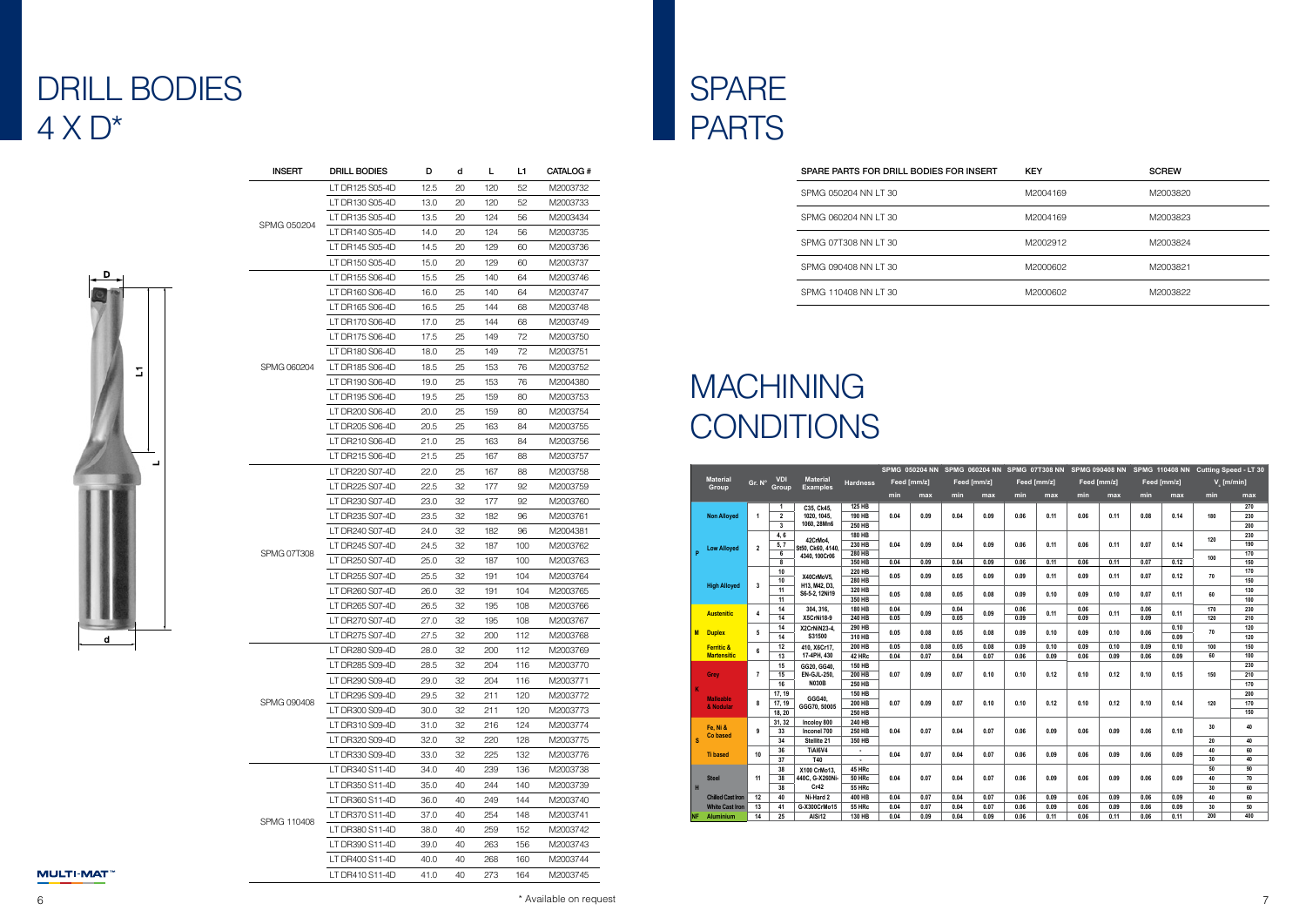# DRILL BODIES 4 X D*

| INSERT | DRILL BODIES | D | d | L | L1 | CATALOG # |
|---|---|---|---|---|---|---|
| SPMG 050204 | LT DR125 S05-4D | 12.5 | 20 | 120 | 52 | M2003732 |
| | LT DR130 S05-4D | 13.0 | 20 | 120 | 52 | M2003733 |
| | LT DR135 S05-4D | 13.5 | 20 | 124 | 56 | M2003434 |
| | LT DR140 S05-4D | 14.0 | 20 | 124 | 56 | M2003735 |
| | LT DR145 S05-4D | 14.5 | 20 | 129 | 60 | M2003736 |
| | LT DR150 S05-4D | 15.0 | 20 | 129 | 60 | M2003737 |
| SPMG 060204 | LT DR155 S06-4D | 15.5 | 25 | 140 | 64 | M2003746 |
| | LT DR160 S06-4D | 16.0 | 25 | 140 | 64 | M2003747 |
| | LT DR165 S06-4D | 16.5 | 25 | 144 | 68 | M2003748 |
| | LT DR170 S06-4D | 17.0 | 25 | 144 | 68 | M2003749 |
| | LT DR175 S06-4D | 17.5 | 25 | 149 | 72 | M2003750 |
| | LT DR180 S06-4D | 18.0 | 25 | 149 | 72 | M2003751 |
| | LT DR185 S06-4D | 18.5 | 25 | 153 | 76 | M2003752 |
| | LT DR190 S06-4D | 19.0 | 25 | 153 | 76 | M2004380 |
| | LT DR195 S06-4D | 19.5 | 25 | 159 | 80 | M2003753 |
| | LT DR200 S06-4D | 20.0 | 25 | 159 | 80 | M2003754 |
| | LT DR205 S06-4D | 20.5 | 25 | 163 | 84 | M2003755 |
| | LT DR210 S06-4D | 21.0 | 25 | 163 | 84 | M2003756 |
| | LT DR215 S06-4D | 21.5 | 25 | 167 | 88 | M2003757 |
| SPMG 07T308 | LT DR220 S07-4D | 22.0 | 25 | 167 | 88 | M2003758 |
| | LT DR225 S07-4D | 22.5 | 32 | 177 | 92 | M2003759 |
| | LT DR230 S07-4D | 23.0 | 32 | 177 | 92 | M2003760 |
| | LT DR235 S07-4D | 23.5 | 32 | 182 | 96 | M2003761 |
| | LT DR240 S07-4D | 24.0 | 32 | 182 | 96 | M2004381 |
| | LT DR245 S07-4D | 24.5 | 32 | 187 | 100 | M2003762 |
| | LT DR250 S07-4D | 25.0 | 32 | 187 | 100 | M2003763 |
| | LT DR255 S07-4D | 25.5 | 32 | 191 | 104 | M2003764 |
| | LT DR260 S07-4D | 26.0 | 32 | 191 | 104 | M2003765 |
| | LT DR265 S07-4D | 26.5 | 32 | 195 | 108 | M2003766 |
| | LT DR270 S07-4D | 27.0 | 32 | 195 | 108 | M2003767 |
| | LT DR275 S07-4D | 27.5 | 32 | 200 | 112 | M2003768 |
| SPMG 090408 | LT DR280 S09-4D | 28.0 | 32 | 200 | 112 | M2003769 |
| | LT DR285 S09-4D | 28.5 | 32 | 204 | 116 | M2003770 |
| | LT DR290 S09-4D | 29.0 | 32 | 204 | 116 | M2003771 |
| | LT DR295 S09-4D | 29.5 | 32 | 211 | 120 | M2003772 |
| | LT DR300 S09-4D | 30.0 | 32 | 211 | 120 | M2003773 |
| | LT DR310 S09-4D | 31.0 | 32 | 216 | 124 | M2003774 |
| | LT DR320 S09-4D | 32.0 | 32 | 220 | 128 | M2003775 |
| | LT DR330 S09-4D | 33.0 | 32 | 225 | 132 | M2003776 |
| SPMG 110408 | LT DR340 S11-4D | 34.0 | 40 | 239 | 136 | M2003738 |
| | LT DR350 S11-4D | 35.0 | 40 | 244 | 140 | M2003739 |
| | LT DR360 S11-4D | 36.0 | 40 | 249 | 144 | M2003740 |
| | LT DR370 S11-4D | 37.0 | 40 | 254 | 148 | M2003741 |
| | LT DR380 S11-4D | 38.0 | 40 | 259 | 152 | M2003742 |
| | LT DR390 S11-4D | 39.0 | 40 | 263 | 156 | M2003743 |
| | LT DR400 S11-4D | 40.0 | 40 | 268 | 160 | M2003744 |
| | LT DR410 S11-4D | 41.0 | 40 | 273 | 164 | M2003745 |

\* Available on request

# SPARE PARTS

| SPARE PARTS FOR DRILL BODIES FOR INSERT | KEY | SCREW |
|---|---|---|
| SPMG 050204 NN LT 30 | M2004169 | M2003820 |
| SPMG 060204 NN LT 30 | M2004169 | M2003823 |
| SPMG 07T308 NN LT 30 | M2002912 | M2003824 |
| SPMG 090408 NN LT 30 | M2000602 | M2003821 |
| SPMG 110408 NN LT 30 | M2000602 | M2003822 |

# MACHINING CONDITIONS

| | Material Group | Gr. N° | VDI Group | Material Examples | Hardness | SPMG 050204 NN Feed [mm/z] | | SPMG 060204 NN Feed [mm/z] | | SPMG 07T308 NN Feed [mm/z] | | SPMG 090408 NN Feed [mm/z] | | SPMG 110408 NN Feed [mm/z] | | Cutting Speed - LT 30 $V_c$ [m/min] | |
|---|---|---|---|---|---|---|---|---|---|---|---|---|---|---|---|---|---|
| | | | | | | min | max | min | max | min | max | min | max | min | max | min | max |
| P | Non Alloyed | 1 | 1 | C35, Ck45, 1020, 1045, 1060, 28Mn6 | 125 HB | 0.04 | 0.09 | 0.04 | 0.09 | 0.06 | 0.11 | 0.06 | 0.11 | 0.08 | 0.14 | 180 | 270 |
| | | | 2 | | 190 HB | | | | | | | | | | | | 230 |
| | | | 3 | | 250 HB | | | | | | | | | | | | 200 |
| | Low Alloyed | 2 | 4, 6 | 42CrMo4, St50, Ck60, 4140, 4340, 100Cr06 | 180 HB | 0.04 | 0.09 | 0.04 | 0.09 | 0.06 | 0.11 | 0.06 | 0.11 | 0.07 | 0.14 | 120 | 230 |
| | | | 5, 7 | | 230 HB | | | | | | | | | | | | 190 |
| | | | 6 | | 280 HB | | | | | | | | | | | 100 | 170 |
| | | | 8 | | 350 HB | 0.04 | 0.09 | 0.04 | 0.09 | 0.06 | 0.11 | 0.06 | 0.11 | 0.07 | 0.12 | | 150 |
| | High Alloyed | 3 | 10 | X40CrMoV5, H13, M42, D3, S6-5-2, 12Ni19 | 220 HB | 0.05 | 0.09 | 0.05 | 0.09 | 0.09 | 0.11 | 0.09 | 0.11 | 0.07 | 0.12 | 70 | 170 |
| | | | 10 | | 280 HB | | | | | | | | | | | | 150 |
| | | | 11 | | 320 HB | 0.05 | 0.08 | 0.05 | 0.08 | 0.09 | 0.10 | 0.09 | 0.10 | 0.07 | 0.11 | 60 | 130 |
| | | | 11 | | 350 HB | | | | | | | | | | | | 100 |
| M | Austenitic | 4 | 14 | 304, 316, X5CrNi18-9 | 180 HB | 0.04 | 0.09 | 0.04 | 0.09 | 0.06 | 0.11 | 0.06 | 0.11 | 0.06 | 0.11 | 170 | 230 |
| | | | 14 | | 240 HB | 0.05 | | 0.05 | | 0.09 | | 0.09 | | 0.09 | | 120 | 210 |
| | Duplex | 5 | 14 | X2CrNiN23-4, S31500 | 290 HB | 0.05 | 0.08 | 0.05 | 0.08 | 0.09 | 0.10 | 0.09 | 0.10 | 0.06 | 0.10 | 70 | 120 |
| | | | 14 | | 310 HB | | | | | | | | | | 0.09 | | 120 |
| | Ferritic & Martensitic | 6 | 12 | 410, X6Cr17, 17-4PH, 430 | 200 HB | 0.05 | 0.08 | 0.05 | 0.08 | 0.09 | 0.10 | 0.09 | 0.10 | 0.09 | 0.10 | 100 | 150 |
| | | | 13 | | 42 HRc | 0.04 | 0.07 | 0.04 | 0.07 | 0.06 | 0.09 | 0.06 | 0.09 | 0.06 | 0.09 | 60 | 100 |
| K | Grey | 7 | 15 | GG20, GG40, EN-GJL-250, N030B | 150 HB | 0.07 | 0.09 | 0.07 | 0.10 | 0.10 | 0.12 | 0.10 | 0.12 | 0.10 | 0.15 | 150 | 230 |
| | | | 15 | | 200 HB | | | | | | | | | | | | 210 |
| | | | 16 | | 250 HB | | | | | | | | | | | | 170 |
| | Malleable & Nodular | 8 | 17, 19 | GGG40, GGG70, 50005 | 150 HB | 0.07 | 0.09 | 0.07 | 0.10 | 0.10 | 0.12 | 0.10 | 0.12 | 0.10 | 0.14 | 120 | 200 |
| | | | 17, 19 | | 200 HB | | | | | | | | | | | | 170 |
| | | | 18, 20 | | 250 HB | | | | | | | | | | | | 150 |
| S | Fe, Ni & Co based | 9 | 31, 32 | Incoloy 800 | 240 HB | 0.04 | 0.07 | 0.04 | 0.07 | 0.06 | 0.09 | 0.06 | 0.09 | 0.06 | 0.10 | 30 | 40 |
| | | | 33 | Inconel 700 | 250 HB | | | | | | | | | | | | |
| | | | 34 | Stellite 21 | 350 HB | | | | | | | | | | | 20 | 40 |
| | Ti based | 10 | 36 | Ti6Al4V | - | 0.04 | 0.07 | 0.04 | 0.07 | 0.06 | 0.09 | 0.06 | 0.09 | 0.06 | 0.09 | 40 | 60 |
| | | | 37 | T40 | - | | | | | | | | | | | 30 | 40 |
| H | Steel | 11 | 38 | X100 CrMo13, 440C, G-X260Ni-Cr42 | 45 HRc | 0.04 | 0.07 | 0.04 | 0.07 | 0.06 | 0.09 | 0.06 | 0.09 | 0.06 | 0.09 | 50 | 90 |
| | | | 38 | | 50 HRc | | | | | | | | | | | 40 | 70 |
| | | | 38 | | 55 HRc | | | | | | | | | | | 30 | 60 |
| | Chilled Cast Iron | 12 | 40 | Ni-Hard 2 | 400 HB | 0.04 | 0.07 | 0.04 | 0.07 | 0.06 | 0.09 | 0.06 | 0.09 | 0.06 | 0.09 | 40 | 60 |
| | White Cast Iron | 13 | 41 | G-X300CrMo15 | 55 HRc | 0.04 | 0.07 | 0.04 | 0.07 | 0.06 | 0.09 | 0.06 | 0.09 | 0.06 | 0.09 | 30 | 50 |
| NF | Aluminium | 14 | 25 | AlSi12 | 130 HB | 0.04 | 0.09 | 0.04 | 0.09 | 0.06 | 0.11 | 0.06 | 0.11 | 0.06 | 0.11 | 200 | 400 |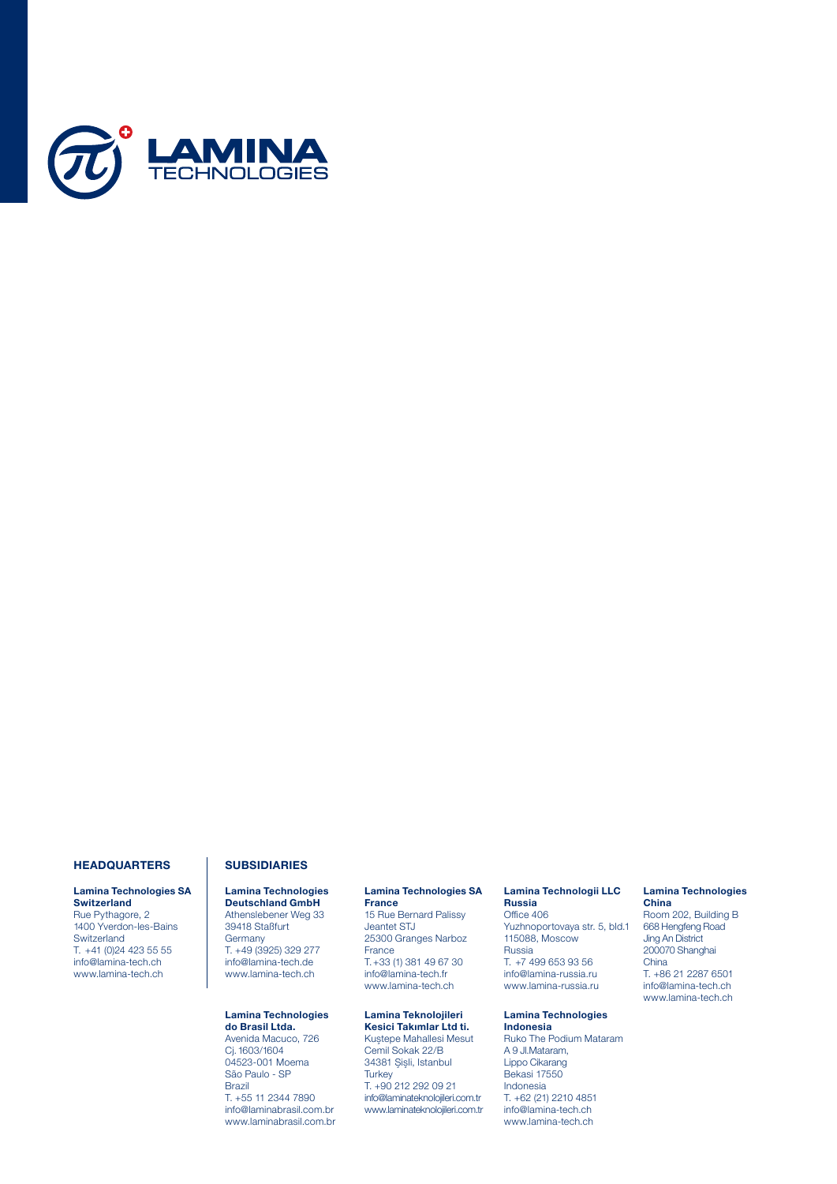LAMINA TECHNOLOGIES

## HEADQUARTERS

**Lamina Technologies SA Switzerland**
Rue Pythagore, 2
1400 Yverdon-les-Bains
Switzerland
T. +41 (0)24 423 55 55
info@lamina-tech.ch
www.lamina-tech.ch

## SUBSIDIARIES

**Lamina Technologies Deutschland GmbH**
Athenslebener Weg 33
39418 Staßfurt
Germany
T. +49 (3925) 329 277
info@lamina-tech.de
www.lamina-tech.ch

**Lamina Technologies do Brasil Ltda.**
Avenida Macuco, 726
Cj. 1603/1604
04523-001 Moema
São Paulo - SP
Brazil
T. +55 11 2344 7890
info@laminabrasil.com.br
www.laminabrasil.com.br

**Lamina Technologies SA France**
15 Rue Bernard Palissy
Jeantet STJ
25300 Granges Narboz
France
T. +33 (1) 381 49 67 30
info@lamina-tech.fr
www.lamina-tech.ch

**Lamina Teknolojileri Kesici Takımlar Ltd ti.**
Kuştepe Mahallesi Mesut
Cemil Sokak 22/B
34381 Şişli, Istanbul
Turkey
T. +90 212 292 09 21
info@laminateknolojileri.com.tr
www.laminateknolojileri.com.tr

**Lamina Technologii LLC Russia**
Office 406
Yuzhnoportovaya str. 5, bld.1
115088, Moscow
Russia
T. +7 499 653 93 56
info@lamina-russia.ru
www.lamina-russia.ru

**Lamina Technologies Indonesia**
Ruko The Podium Mataram
A 9 Jl.Mataram,
Lippo Cikarang
Bekasi 17550
Indonesia
T. +62 (21) 2210 4851
info@lamina-tech.ch
www.lamina-tech.ch

**Lamina Technologies China**
Room 202, Building B
668 Hengfeng Road
Jing An District
200070 Shanghai
China
T. +86 21 2287 6501
info@lamina-tech.ch
www.lamina-tech.ch